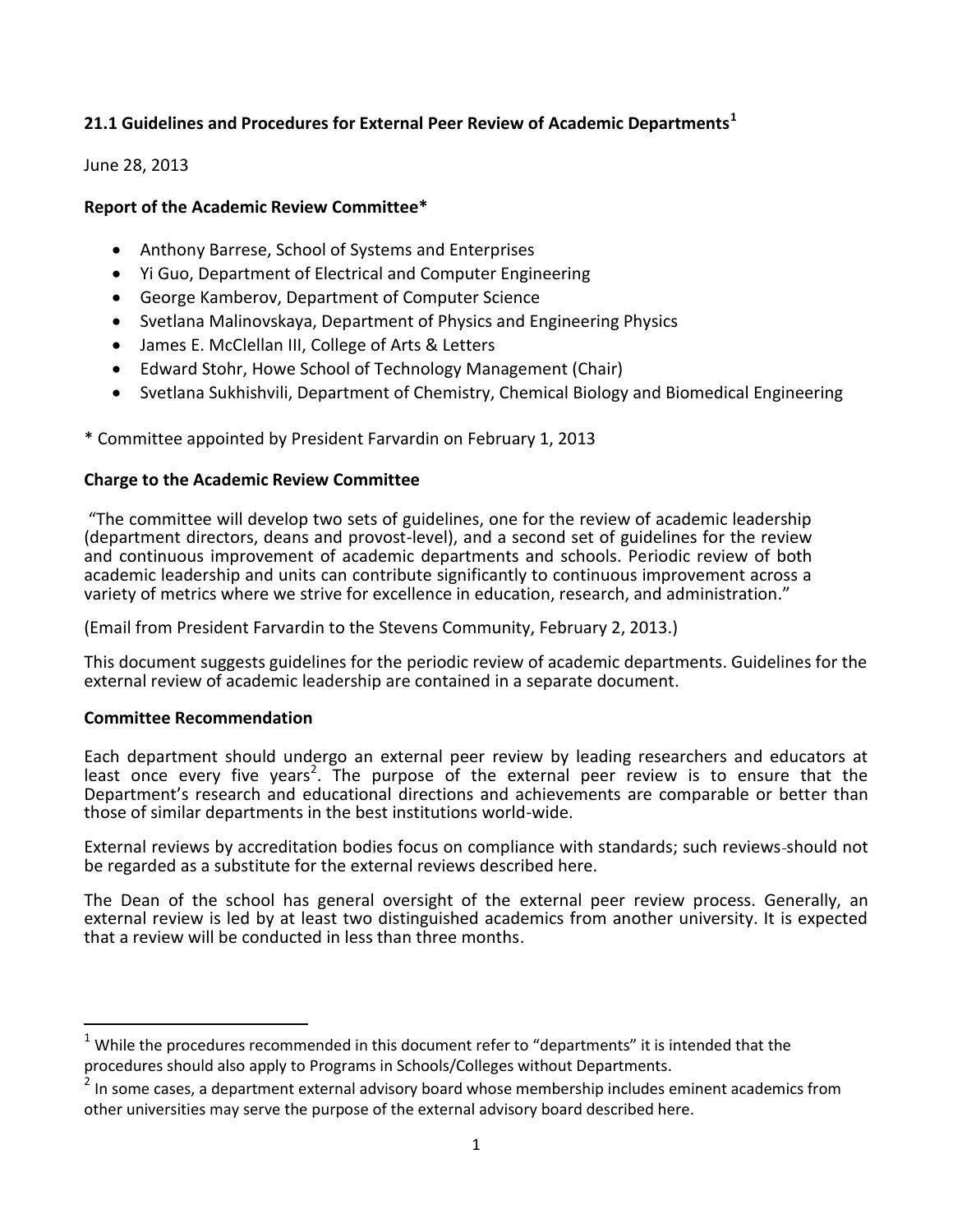## 21.1 Guidelines and Procedures for External Peer Review of Academic Departments[1]

June 28, 2013

**Report of the Academic Review Committee***

- Anthony Barrese, School of Systems and Enterprises
- Yi Guo, Department of Electrical and Computer Engineering
- George Kamberov, Department of Computer Science
- Svetlana Malinovskaya, Department of Physics and Engineering Physics
- James E. McClellan III, College of Arts & Letters
- Edward Stohr, Howe School of Technology Management (Chair)
- Svetlana Sukhishvili, Department of Chemistry, Chemical Biology and Biomedical Engineering

\* Committee appointed by President Farvardin on February 1, 2013

**Charge to the Academic Review Committee**

"The committee will develop two sets of guidelines, one for the review of academic leadership (department directors, deans and provost-level), and a second set of guidelines for the review and continuous improvement of academic departments and schools. Periodic review of both academic leadership and units can contribute significantly to continuous improvement across a variety of metrics where we strive for excellence in education, research, and administration."

(Email from President Farvardin to the Stevens Community, February 2, 2013.)

This document suggests guidelines for the periodic review of academic departments. Guidelines for the external review of academic leadership are contained in a separate document.

**Committee Recommendation**

Each department should undergo an external peer review by leading researchers and educators at least once every five years[2]. The purpose of the external peer review is to ensure that the Department's research and educational directions and achievements are comparable or better than those of similar departments in the best institutions world-wide.

External reviews by accreditation bodies focus on compliance with standards; such reviews should not be regarded as a substitute for the external reviews described here.

The Dean of the school has general oversight of the external peer review process. Generally, an external review is led by at least two distinguished academics from another university. It is expected that a review will be conducted in less than three months.

---

[1] While the procedures recommended in this document refer to "departments" it is intended that the procedures should also apply to Programs in Schools/Colleges without Departments.

[2] In some cases, a department external advisory board whose membership includes eminent academics from other universities may serve the purpose of the external advisory board described here.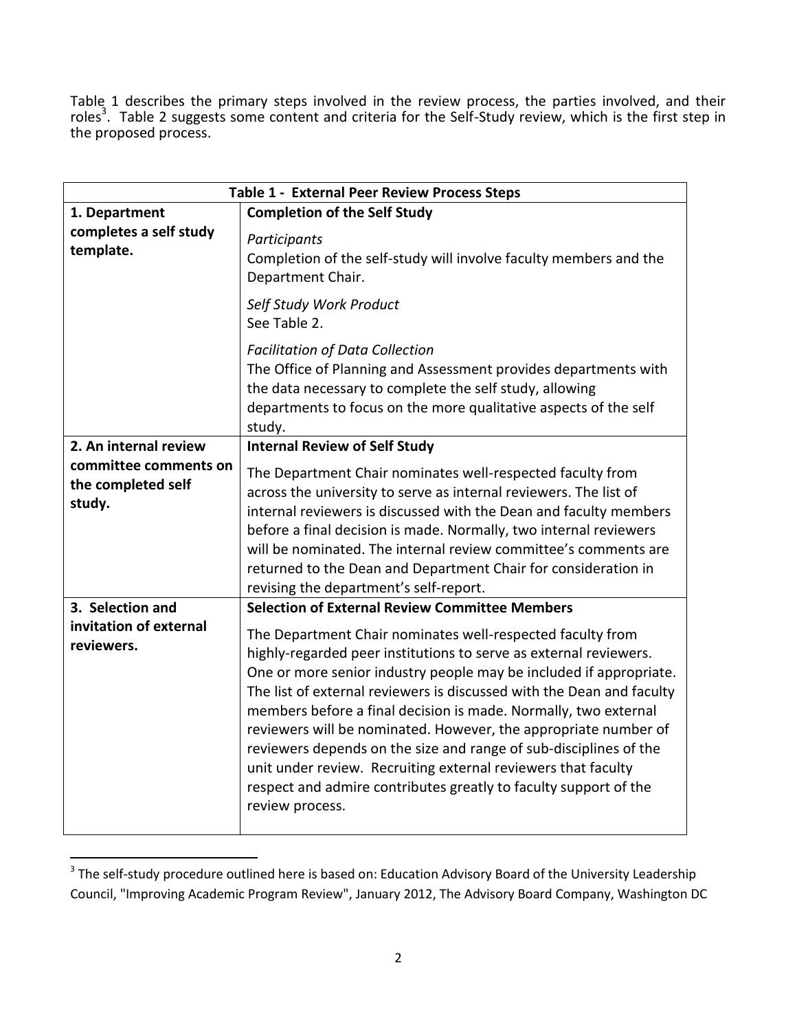Table 1 describes the primary steps involved in the review process, the parties involved, and their roles[3]. Table 2 suggests some content and criteria for the Self-Study review, which is the first step in the proposed process.

| Table 1 - External Peer Review Process Steps | |
|---|---|
| **1. Department completes a self study template.** | **Completion of the Self Study**<br><br>*Participants*<br>Completion of the self-study will involve faculty members and the Department Chair.<br><br>*Self Study Work Product*<br>See Table 2.<br><br>*Facilitation of Data Collection*<br>The Office of Planning and Assessment provides departments with the data necessary to complete the self study, allowing departments to focus on the more qualitative aspects of the self study. |
| **2. An internal review committee comments on the completed self study.** | **Internal Review of Self Study**<br><br>The Department Chair nominates well-respected faculty from across the university to serve as internal reviewers. The list of internal reviewers is discussed with the Dean and faculty members before a final decision is made. Normally, two internal reviewers will be nominated. The internal review committee's comments are returned to the Dean and Department Chair for consideration in revising the department's self-report. |
| **3. Selection and invitation of external reviewers.** | **Selection of External Review Committee Members**<br><br>The Department Chair nominates well-respected faculty from highly-regarded peer institutions to serve as external reviewers. One or more senior industry people may be included if appropriate. The list of external reviewers is discussed with the Dean and faculty members before a final decision is made. Normally, two external reviewers will be nominated. However, the appropriate number of reviewers depends on the size and range of sub-disciplines of the unit under review. Recruiting external reviewers that faculty respect and admire contributes greatly to faculty support of the review process. |

[3] The self-study procedure outlined here is based on: Education Advisory Board of the University Leadership Council, "Improving Academic Program Review", January 2012, The Advisory Board Company, Washington DC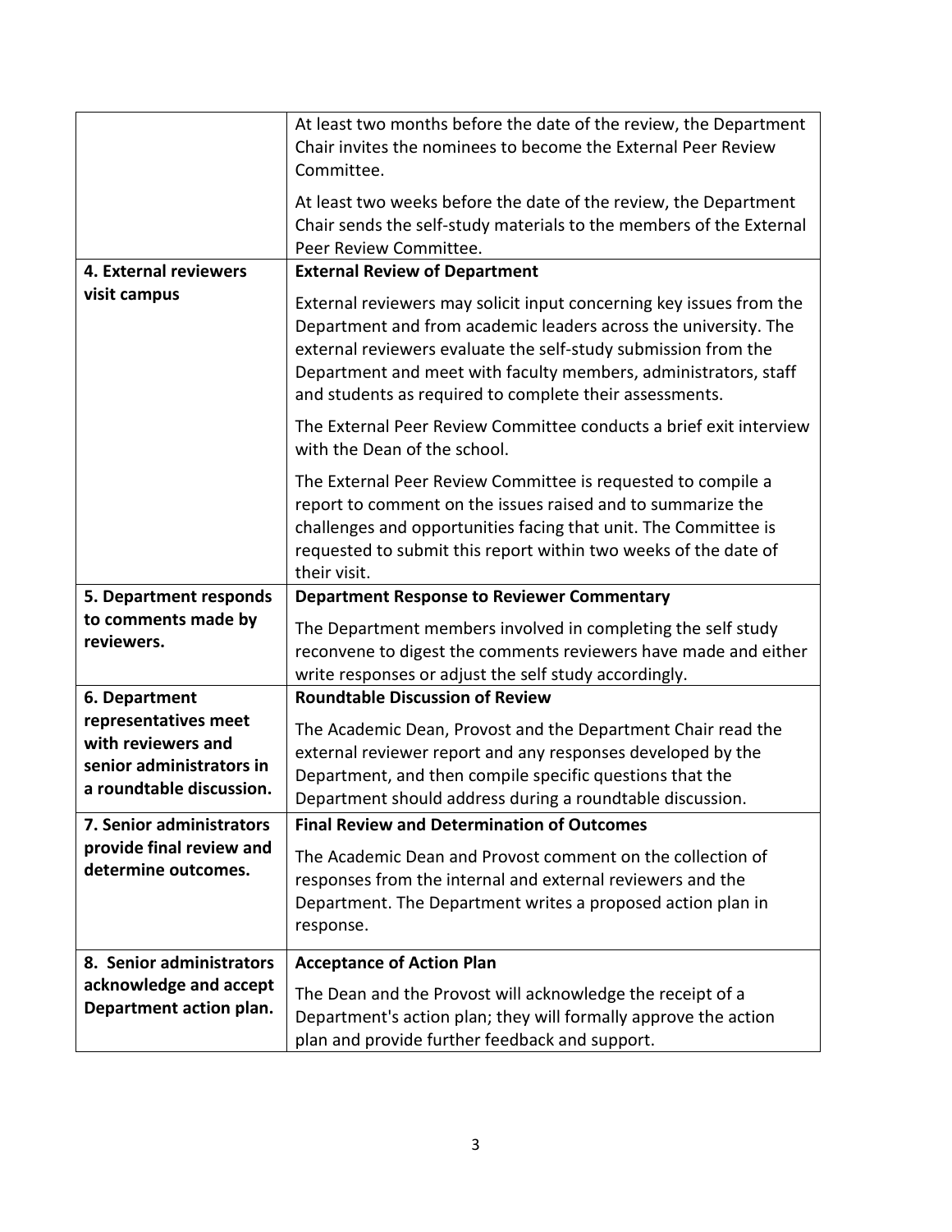| | |
|---|---|
| | At least two months before the date of the review, the Department Chair invites the nominees to become the External Peer Review Committee.<br><br>At least two weeks before the date of the review, the Department Chair sends the self-study materials to the members of the External Peer Review Committee. |
| **4. External reviewers visit campus** | **External Review of Department**<br><br>External reviewers may solicit input concerning key issues from the Department and from academic leaders across the university. The external reviewers evaluate the self-study submission from the Department and meet with faculty members, administrators, staff and students as required to complete their assessments.<br><br>The External Peer Review Committee conducts a brief exit interview with the Dean of the school.<br><br>The External Peer Review Committee is requested to compile a report to comment on the issues raised and to summarize the challenges and opportunities facing that unit. The Committee is requested to submit this report within two weeks of the date of their visit. |
| **5. Department responds to comments made by reviewers.** | **Department Response to Reviewer Commentary**<br><br>The Department members involved in completing the self study reconvene to digest the comments reviewers have made and either write responses or adjust the self study accordingly. |
| **6. Department representatives meet with reviewers and senior administrators in a roundtable discussion.** | **Roundtable Discussion of Review**<br><br>The Academic Dean, Provost and the Department Chair read the external reviewer report and any responses developed by the Department, and then compile specific questions that the Department should address during a roundtable discussion. |
| **7. Senior administrators provide final review and determine outcomes.** | **Final Review and Determination of Outcomes**<br><br>The Academic Dean and Provost comment on the collection of responses from the internal and external reviewers and the Department. The Department writes a proposed action plan in response. |
| **8. Senior administrators acknowledge and accept Department action plan.** | **Acceptance of Action Plan**<br><br>The Dean and the Provost will acknowledge the receipt of a Department's action plan; they will formally approve the action plan and provide further feedback and support. |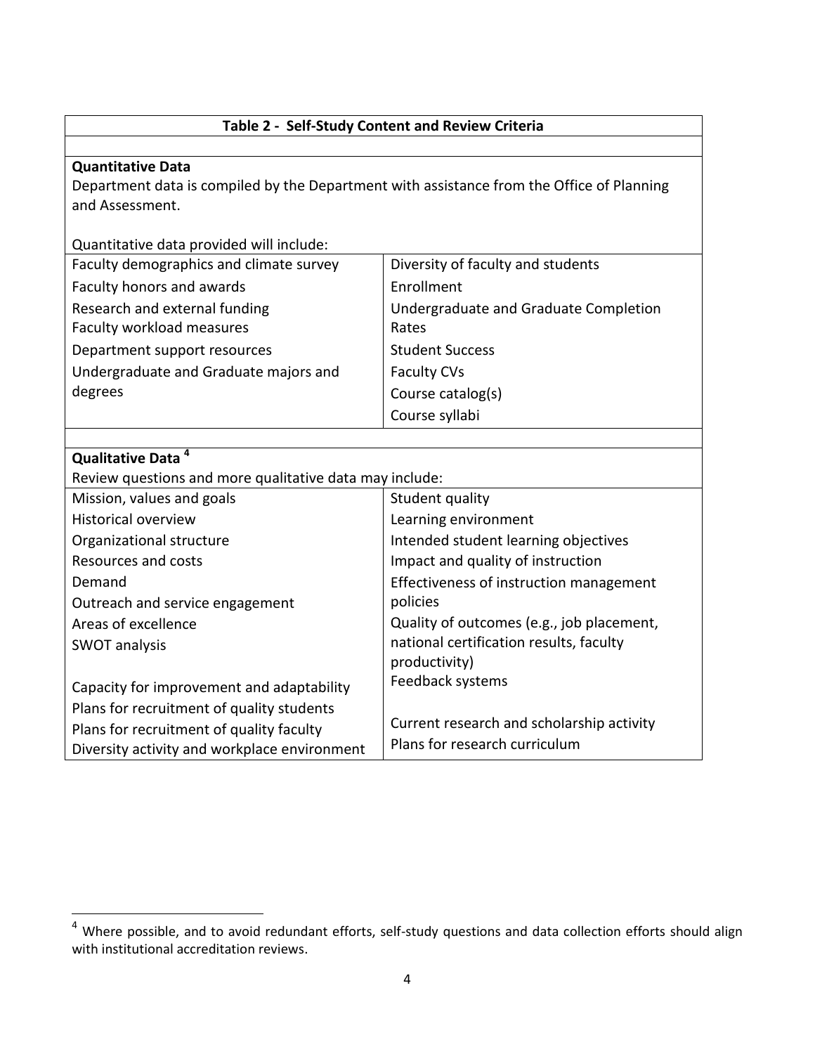**Table 2 - Self-Study Content and Review Criteria**

**Quantitative Data**

Department data is compiled by the Department with assistance from the Office of Planning and Assessment.

Quantitative data provided will include:

| | |
|---|---|
| Faculty demographics and climate survey | Diversity of faculty and students |
| Faculty honors and awards | Enrollment |
| Research and external funding | Undergraduate and Graduate Completion Rates |
| Faculty workload measures | |
| Department support resources | Student Success |
| Undergraduate and Graduate majors and degrees | Faculty CVs |
| | Course catalog(s) |
| | Course syllabi |

**Qualitative Data** [4]

Review questions and more qualitative data may include:

| | |
|---|---|
| Mission, values and goals | Student quality |
| Historical overview | Learning environment |
| Organizational structure | Intended student learning objectives |
| Resources and costs | Impact and quality of instruction |
| Demand | Effectiveness of instruction management policies |
| Outreach and service engagement | |
| Areas of excellence | Quality of outcomes (e.g., job placement, national certification results, faculty productivity) |
| SWOT analysis | |
| Capacity for improvement and adaptability | Feedback systems |
| Plans for recruitment of quality students | |
| Plans for recruitment of quality faculty | Current research and scholarship activity |
| Diversity activity and workplace environment | Plans for research curriculum |

[4] Where possible, and to avoid redundant efforts, self-study questions and data collection efforts should align with institutional accreditation reviews.